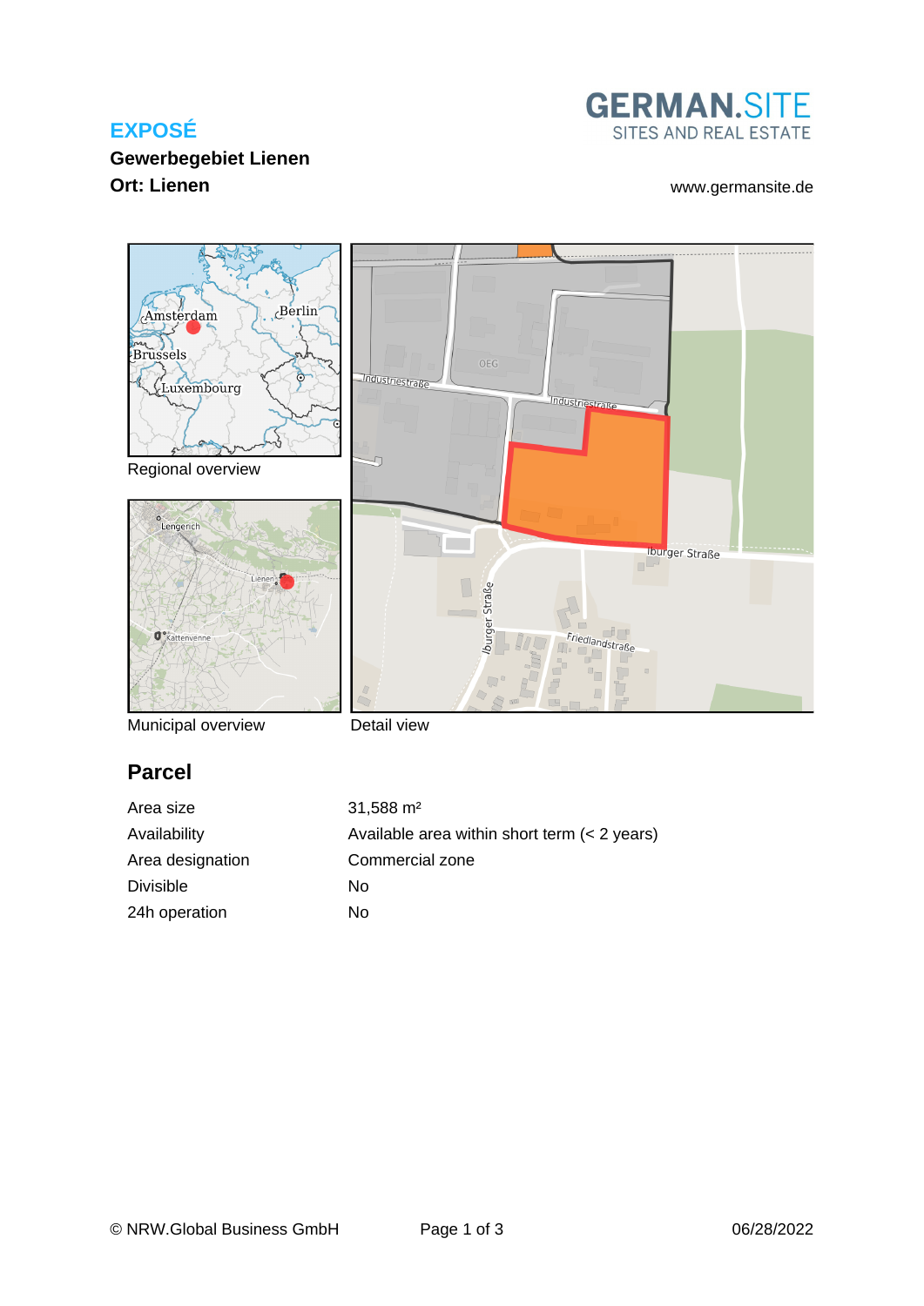**EXPOSÉ**

**Gewerbegebiet Lienen**

**Ort: Lienen**

GERMAN.SITE
SITES AND REAL ESTATE

www.germansite.de

Regional overview

Municipal overview

Detail view

## Parcel

| | |
|---|---|
| Area size | 31,588 m² |
| Availability | Available area within short term (< 2 years) |
| Area designation | Commercial zone |
| Divisible | No |
| 24h operation | No |

© NRW.Global Business GmbH

06/28/2022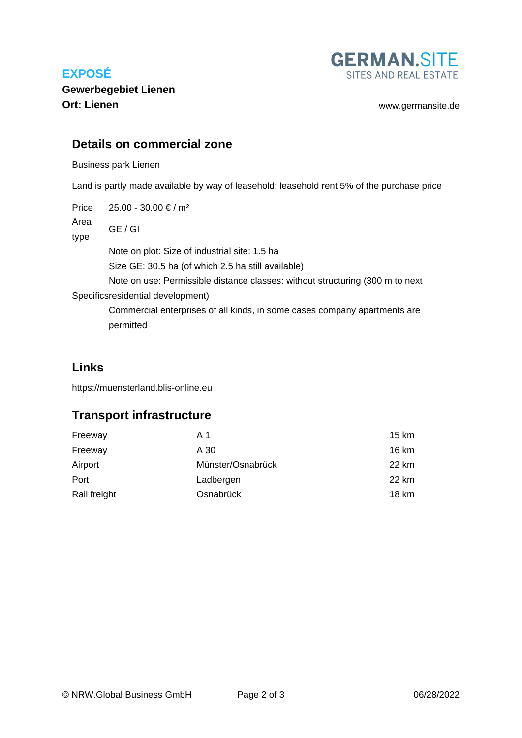**EXPOSÉ**

**Gewerbegebiet Lienen**

**Ort: Lienen**

www.germansite.de

## Details on commercial zone

Business park Lienen

Land is partly made available by way of leasehold; leasehold rent 5% of the purchase price

| | |
|---|---|
| Price | 25.00 - 30.00 € / m² |
| Area type | GE / GI |
| Specifics | Note on plot: Size of industrial site: 1.5 ha<br>Size GE: 30.5 ha (of which 2.5 ha still available)<br>Note on use: Permissible distance classes: without structuring (300 m to next residential development)<br>Commercial enterprises of all kinds, in some cases company apartments are permitted |

## Links

https://muensterland.blis-online.eu

## Transport infrastructure

| | | |
|---|---|---|
| Freeway | A 1 | 15 km |
| Freeway | A 30 | 16 km |
| Airport | Münster/Osnabrück | 22 km |
| Port | Ladbergen | 22 km |
| Rail freight | Osnabrück | 18 km |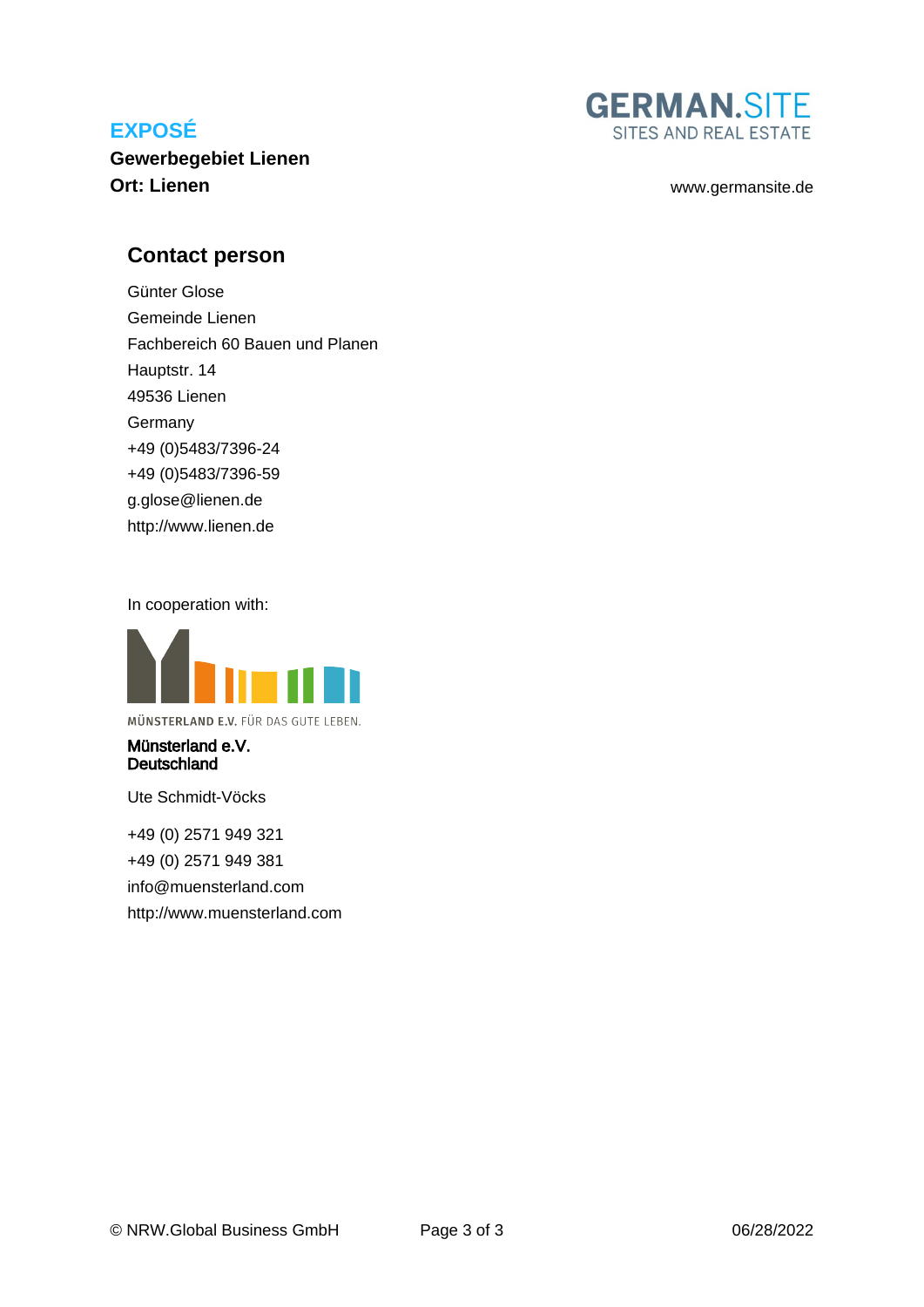**EXPOSÉ**

**Gewerbegebiet Lienen**

**Ort: Lienen**

GERMAN.SITE
SITES AND REAL ESTATE

www.germansite.de

## Contact person

Günter Glose
Gemeinde Lienen
Fachbereich 60 Bauen und Planen
Hauptstr. 14
49536 Lienen
Germany
+49 (0)5483/7396-24
+49 (0)5483/7396-59
g.glose@lienen.de
http://www.lienen.de

In cooperation with:

MÜNSTERLAND E.V. FÜR DAS GUTE LEBEN.

**Münsterland e.V.**
**Deutschland**

Ute Schmidt-Vöcks

+49 (0) 2571 949 321
+49 (0) 2571 949 381
info@muensterland.com
http://www.muensterland.com

© NRW.Global Business GmbH

06/28/2022